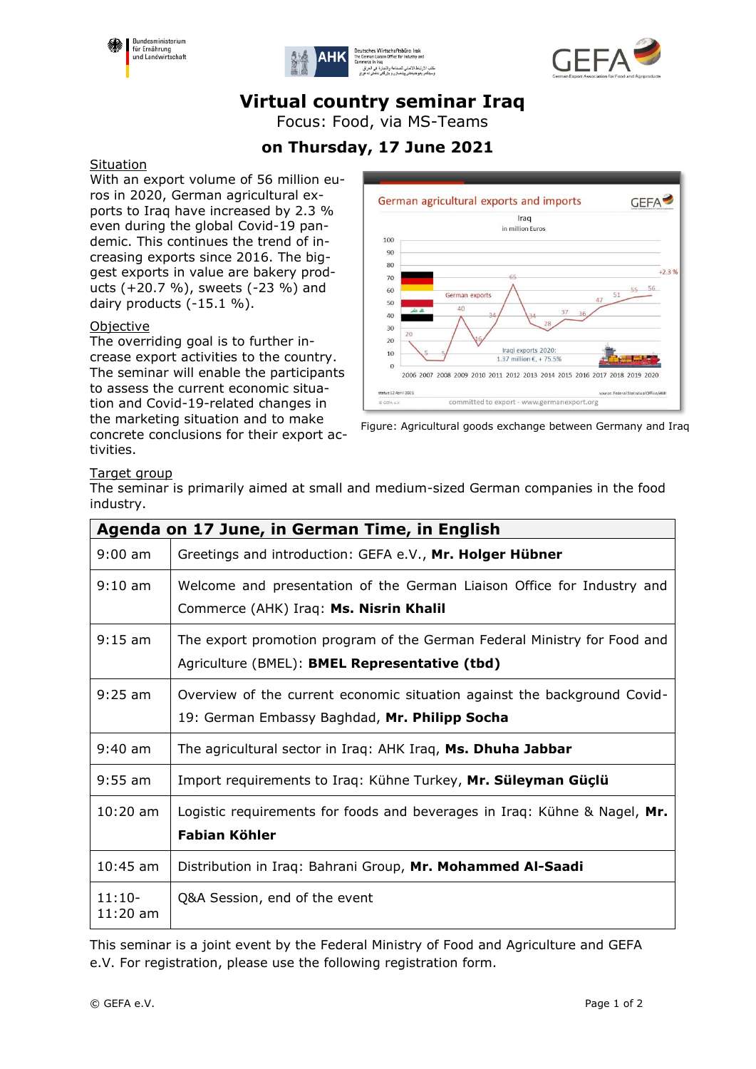# Virtual country seminar Iraq

Focus: Food, via MS-Teams

**on Thursday, 17 June 2021**

Situation

With an export volume of 56 million euros in 2020, German agricultural exports to Iraq have increased by 2.3 % even during the global Covid-19 pandemic. This continues the trend of increasing exports since 2016. The biggest exports in value are bakery products (+20.7 %), sweets (-23 %) and dairy products (-15.1 %).

Objective

The overriding goal is to further increase export activities to the country. The seminar will enable the participants to assess the current economic situation and Covid-19-related changes in the marketing situation and to make concrete conclusions for their export activities.

Figure: Agricultural goods exchange between Germany and Iraq

Target group

The seminar is primarily aimed at small and medium-sized German companies in the food industry.

| Agenda on 17 June, in German Time, in English | |
|---|---|
| 9:00 am | Greetings and introduction: GEFA e.V., **Mr. Holger Hübner** |
| 9:10 am | Welcome and presentation of the German Liaison Office for Industry and Commerce (AHK) Iraq: **Ms. Nisrin Khalil** |
| 9:15 am | The export promotion program of the German Federal Ministry for Food and Agriculture (BMEL): **BMEL Representative (tbd)** |
| 9:25 am | Overview of the current economic situation against the background Covid-19: German Embassy Baghdad, **Mr. Philipp Socha** |
| 9:40 am | The agricultural sector in Iraq: AHK Iraq, **Ms. Dhuha Jabbar** |
| 9:55 am | Import requirements to Iraq: Kühne Turkey, **Mr. Süleyman Güçlü** |
| 10:20 am | Logistic requirements for foods and beverages in Iraq: Kühne & Nagel, **Mr. Fabian Köhler** |
| 10:45 am | Distribution in Iraq: Bahrani Group, **Mr. Mohammed Al-Saadi** |
| 11:10-11:20 am | Q&A Session, end of the event |

This seminar is a joint event by the Federal Ministry of Food and Agriculture and GEFA e.V. For registration, please use the following registration form.

© GEFA e.V.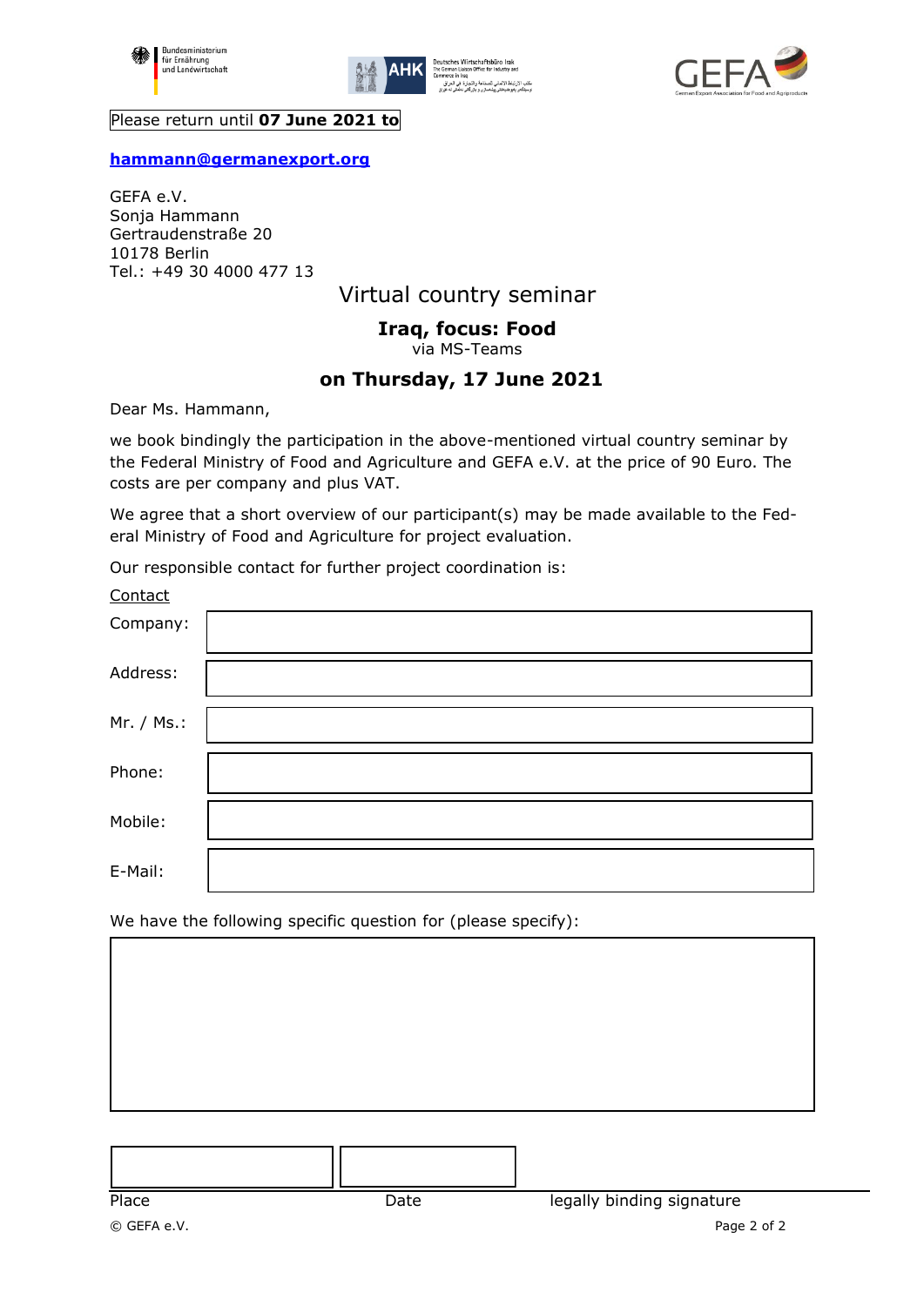Please return until **07 June 2021 to**

**hammann@germanexport.org**

GEFA e.V.
Sonja Hammann
Gertraudenstraße 20
10178 Berlin
Tel.: +49 30 4000 477 13

## Virtual country seminar

### Iraq, focus: Food

via MS-Teams

### on Thursday, 17 June 2021

Dear Ms. Hammann,

we book bindingly the participation in the above-mentioned virtual country seminar by the Federal Ministry of Food and Agriculture and GEFA e.V. at the price of 90 Euro. The costs are per company and plus VAT.

We agree that a short overview of our participant(s) may be made available to the Federal Ministry of Food and Agriculture for project evaluation.

Our responsible contact for further project coordination is:

Contact

| | |
|---|---|
| Company: | |
| Address: | |
| Mr. / Ms.: | |
| Phone: | |
| Mobile: | |
| E-Mail: | |

We have the following specific question for (please specify):

| |
|---|
| |

| | | |
|---|---|---|
| | | |
| Place | Date | legally binding signature |

© GEFA e.V.